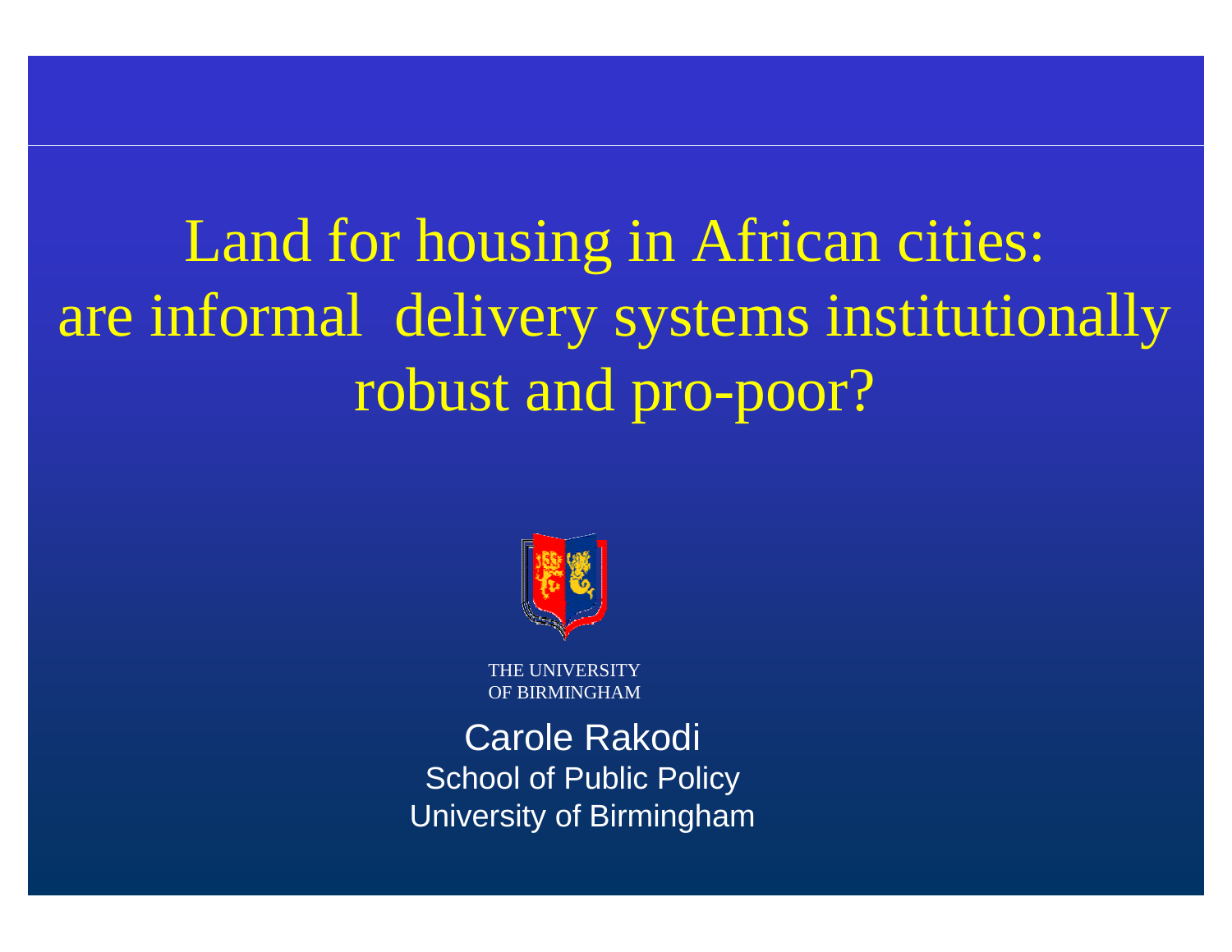# Land for housing in African cities: are informal delivery systems institutionally robust and pro-poor?

THE UNIVERSITY
OF BIRMINGHAM

Carole Rakodi
School of Public Policy
University of Birmingham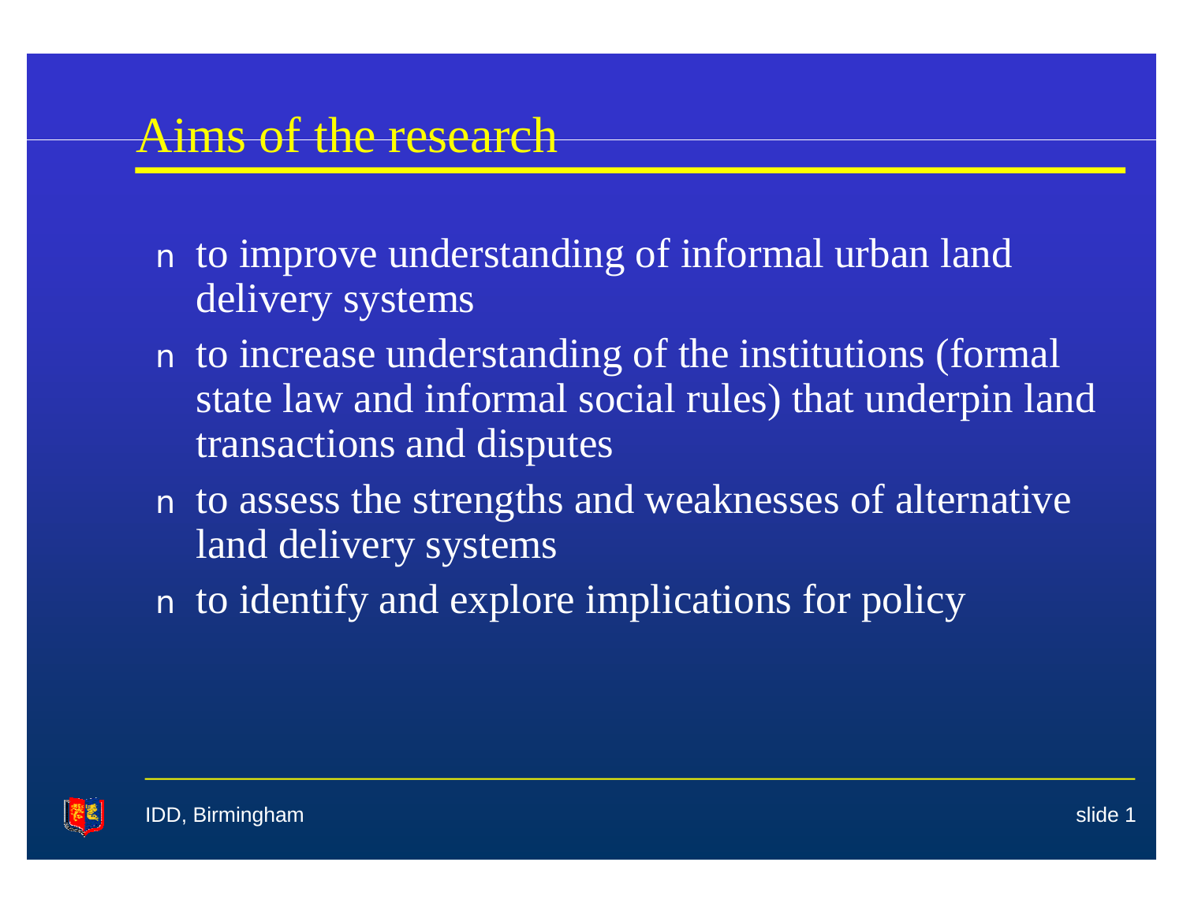# Aims of the research

- to improve understanding of informal urban land delivery systems
- to increase understanding of the institutions (formal state law and informal social rules) that underpin land transactions and disputes
- to assess the strengths and weaknesses of alternative land delivery systems
- to identify and explore implications for policy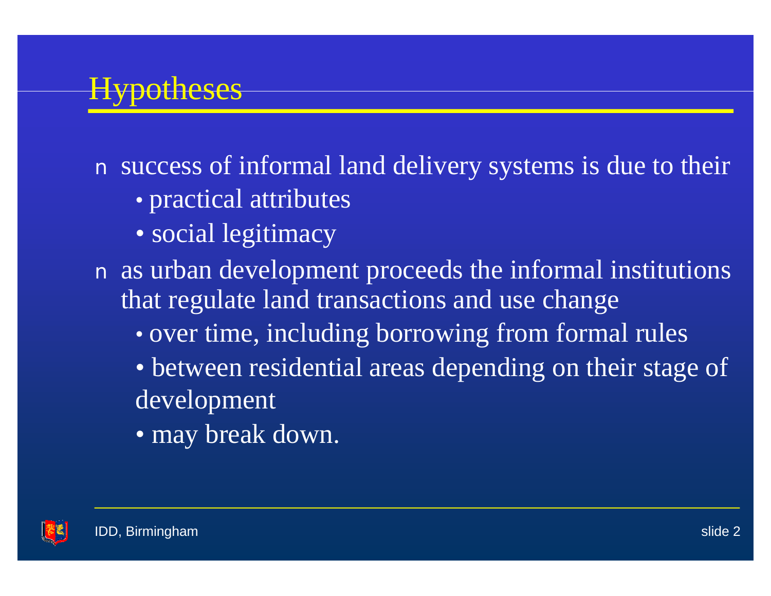# Hypotheses

- success of informal land delivery systems is due to their
  - practical attributes
  - social legitimacy
- as urban development proceeds the informal institutions that regulate land transactions and use change
  - over time, including borrowing from formal rules
  - between residential areas depending on their stage of development
  - may break down.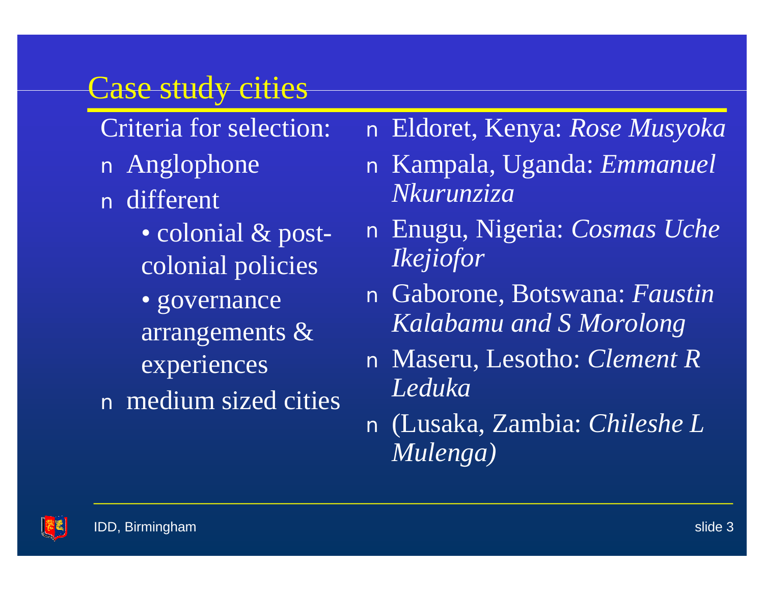# Case study cities

Criteria for selection:

- Anglophone
- different
  - colonial & post-colonial policies
  - governance arrangements & experiences
- medium sized cities

- Eldoret, Kenya: *Rose Musyoka*
- Kampala, Uganda: *Emmanuel Nkurunziza*
- Enugu, Nigeria: *Cosmas Uche Ikejiofor*
- Gaborone, Botswana: *Faustin Kalabamu and S Morolong*
- Maseru, Lesotho: *Clement R Leduka*
- (Lusaka, Zambia: *Chileshe L Mulenga)*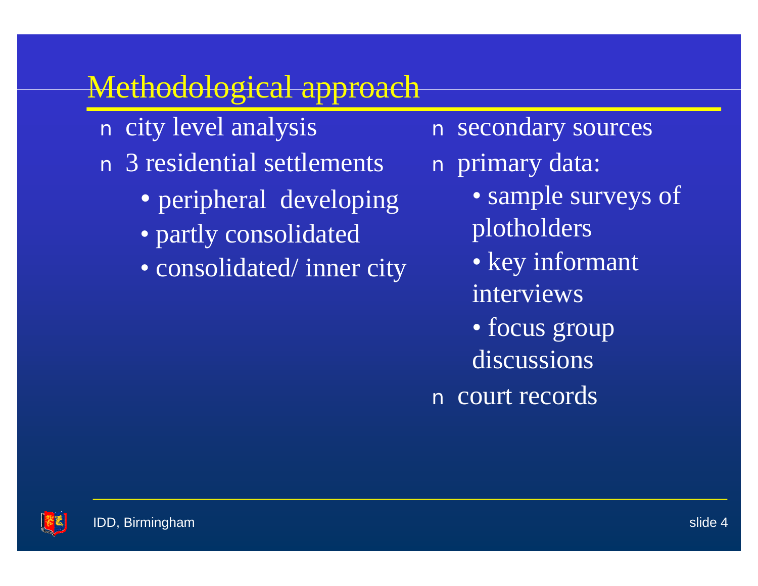# Methodological approach

- city level analysis
- 3 residential settlements
  - peripheral developing
  - partly consolidated
  - consolidated/ inner city
- secondary sources
- primary data:
  - sample surveys of plotholders
  - key informant interviews
  - focus group discussions
- court records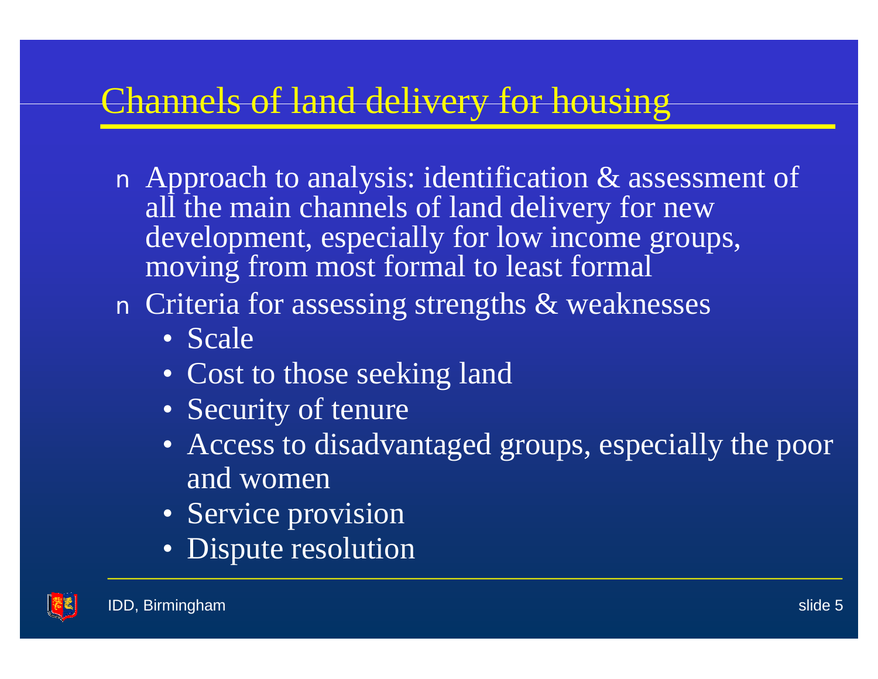# Channels of land delivery for housing

- Approach to analysis: identification & assessment of all the main channels of land delivery for new development, especially for low income groups, moving from most formal to least formal
- Criteria for assessing strengths & weaknesses
  - Scale
  - Cost to those seeking land
  - Security of tenure
  - Access to disadvantaged groups, especially the poor and women
  - Service provision
  - Dispute resolution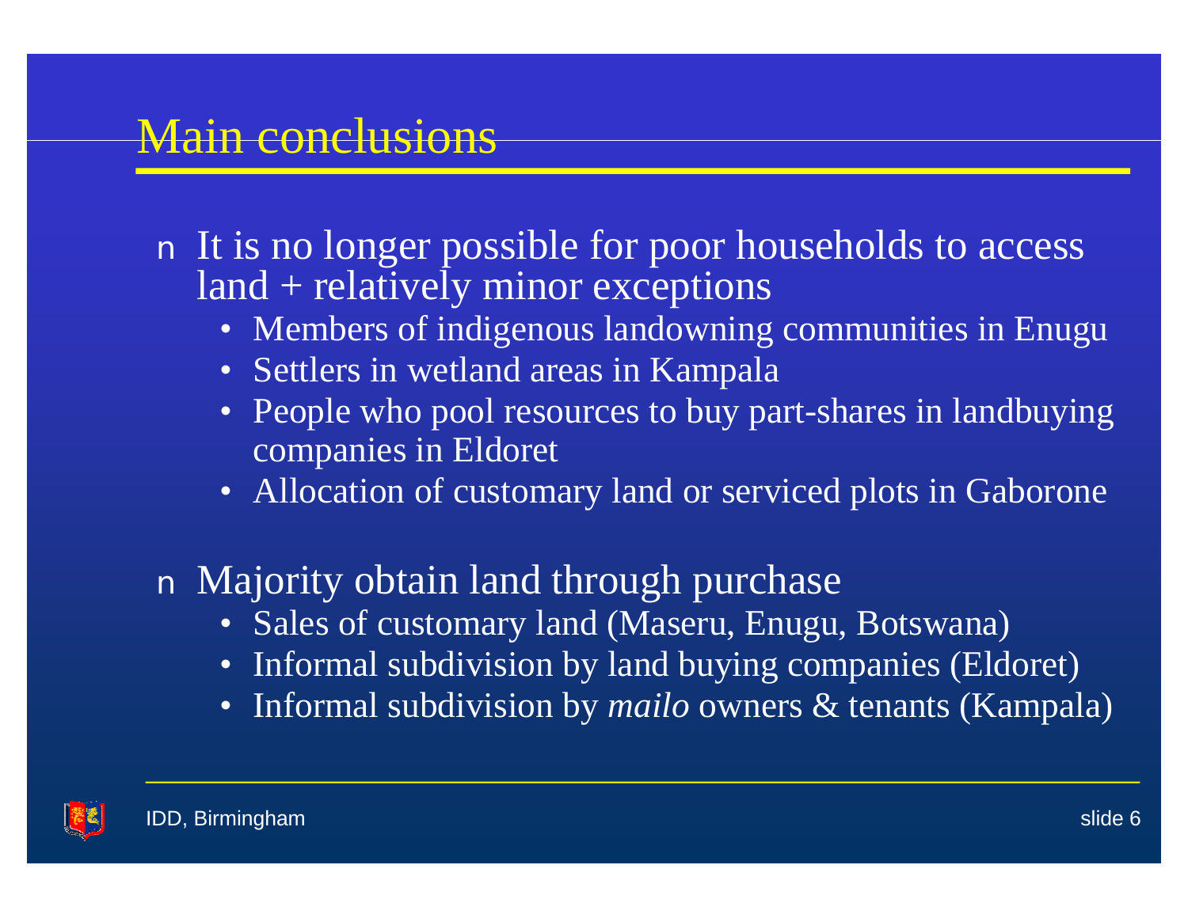# Main conclusions

- It is no longer possible for poor households to access land + relatively minor exceptions
  - Members of indigenous landowning communities in Enugu
  - Settlers in wetland areas in Kampala
  - People who pool resources to buy part-shares in landbuying companies in Eldoret
  - Allocation of customary land or serviced plots in Gaborone

- Majority obtain land through purchase
  - Sales of customary land (Maseru, Enugu, Botswana)
  - Informal subdivision by land buying companies (Eldoret)
  - Informal subdivision by *mailo* owners & tenants (Kampala)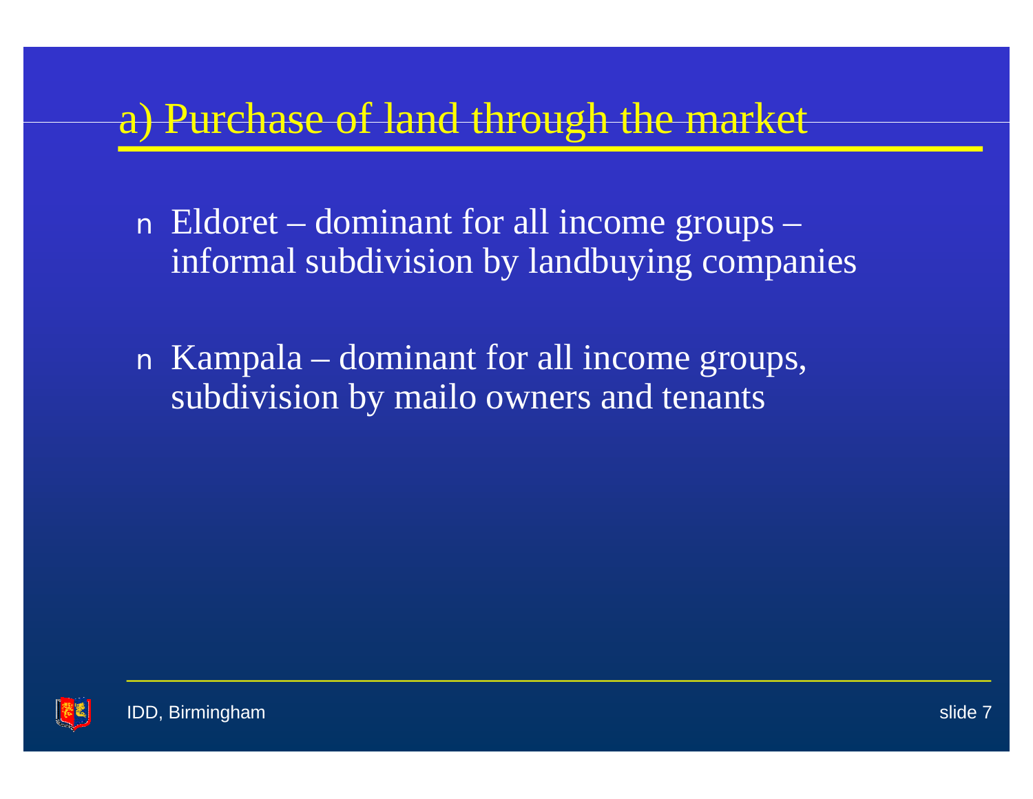# a) Purchase of land through the market

- Eldoret – dominant for all income groups – informal subdivision by landbuying companies
- Kampala – dominant for all income groups, subdivision by mailo owners and tenants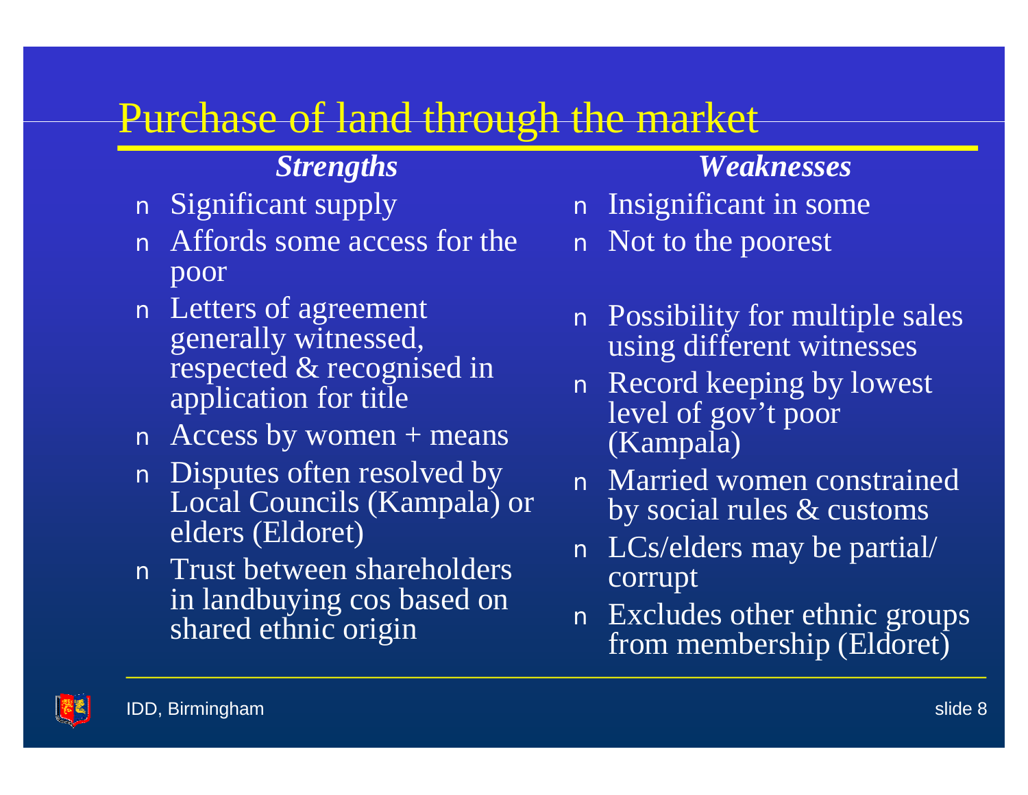# Purchase of land through the market

| *Strengths* | *Weaknesses* |
| --- | --- |
| Significant supply | Insignificant in some |
| Affords some access for the poor | Not to the poorest |
| Letters of agreement generally witnessed, respected & recognised in application for title | Possibility for multiple sales using different witnesses |
| | Record keeping by lowest level of gov't poor (Kampala) |
| Access by women + means | Married women constrained by social rules & customs |
| Disputes often resolved by Local Councils (Kampala) or elders (Eldoret) | LCs/elders may be partial/ corrupt |
| Trust between shareholders in landbuying cos based on shared ethnic origin | Excludes other ethnic groups from membership (Eldoret) |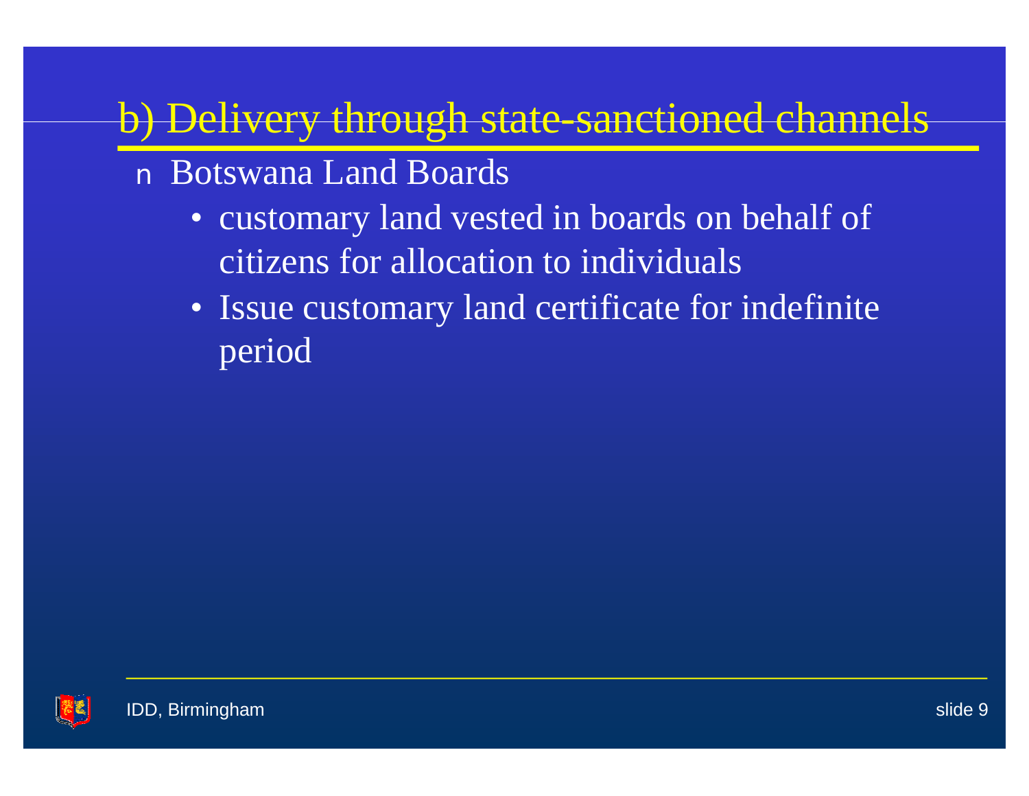## b) Delivery through state-sanctioned channels

- Botswana Land Boards
  - customary land vested in boards on behalf of citizens for allocation to individuals
  - Issue customary land certificate for indefinite period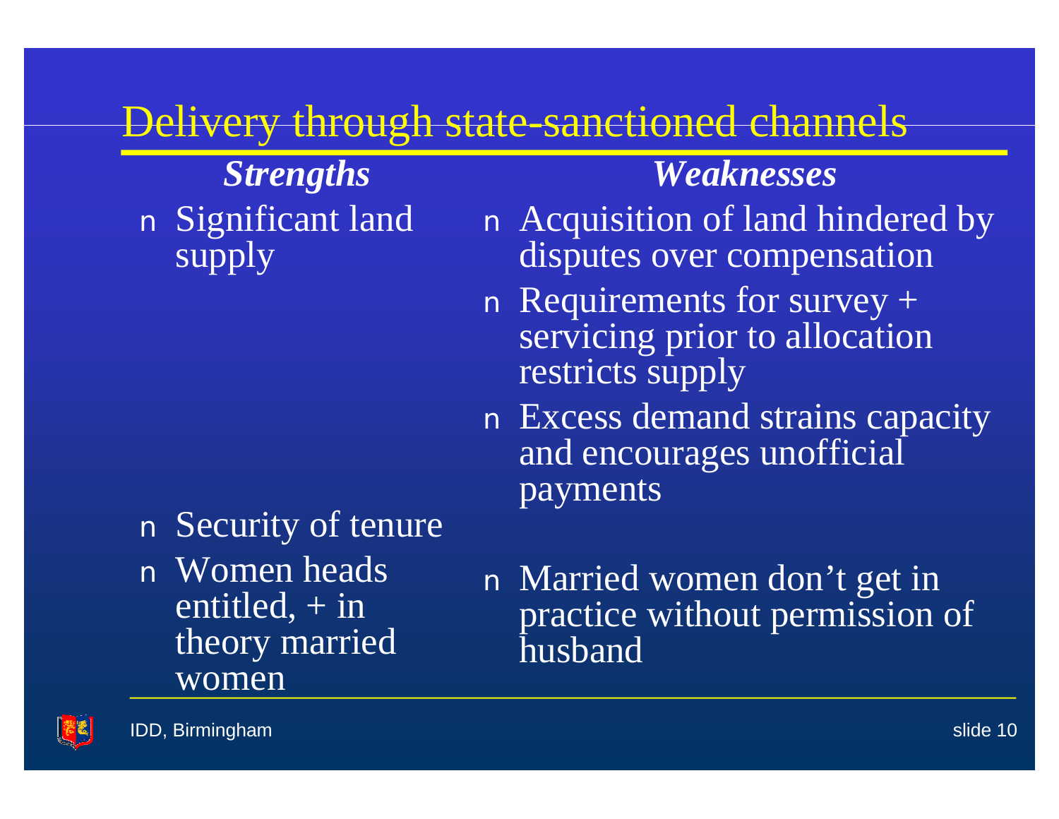# Delivery through state-sanctioned channels

| *Strengths* | *Weaknesses* |
| --- | --- |
| Significant land supply | Acquisition of land hindered by disputes over compensation |
| | Requirements for survey + servicing prior to allocation restricts supply |
| | Excess demand strains capacity and encourages unofficial payments |
| Security of tenure | |
| Women heads entitled, + in theory married women | Married women don't get in practice without permission of husband |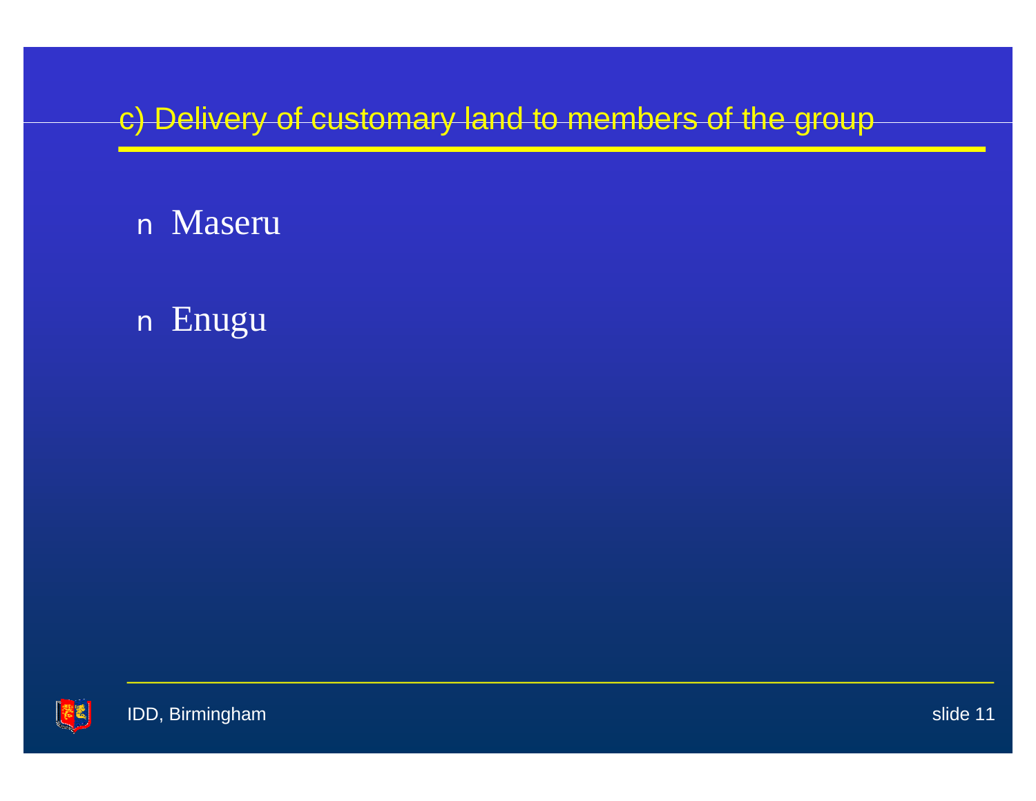## c) Delivery of customary land to members of the group

- Maseru
- Enugu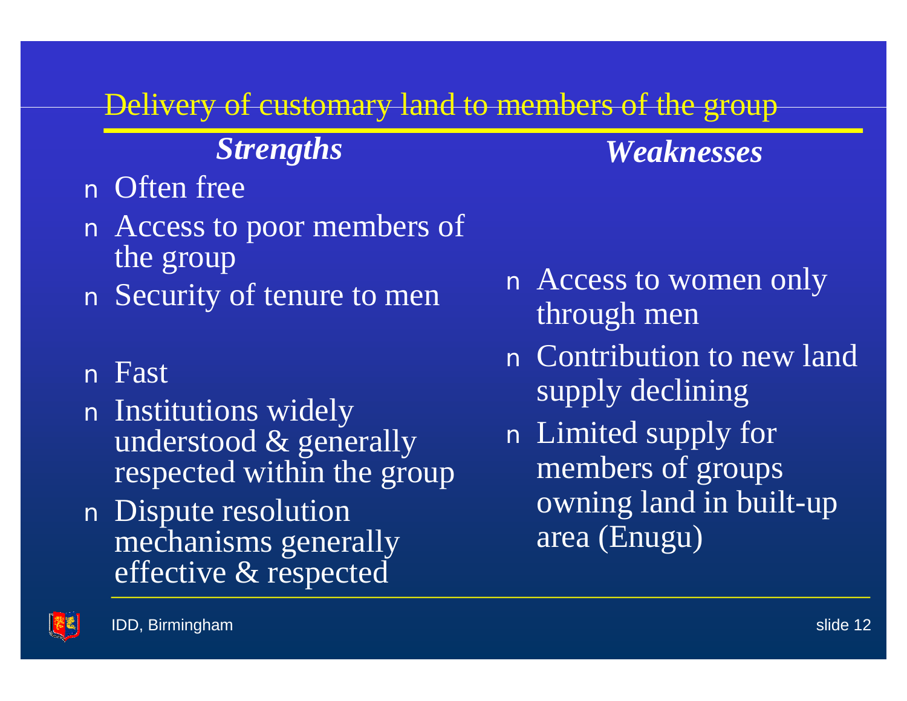## Delivery of customary land to members of the group

| *Strengths* | *Weaknesses* |
| --- | --- |
| Often free | |
| Access to poor members of the group | |
| Security of tenure to men | Access to women only through men |
| Fast | Contribution to new land supply declining |
| Institutions widely understood & generally respected within the group | Limited supply for members of groups owning land in built-up area (Enugu) |
| Dispute resolution mechanisms generally effective & respected | |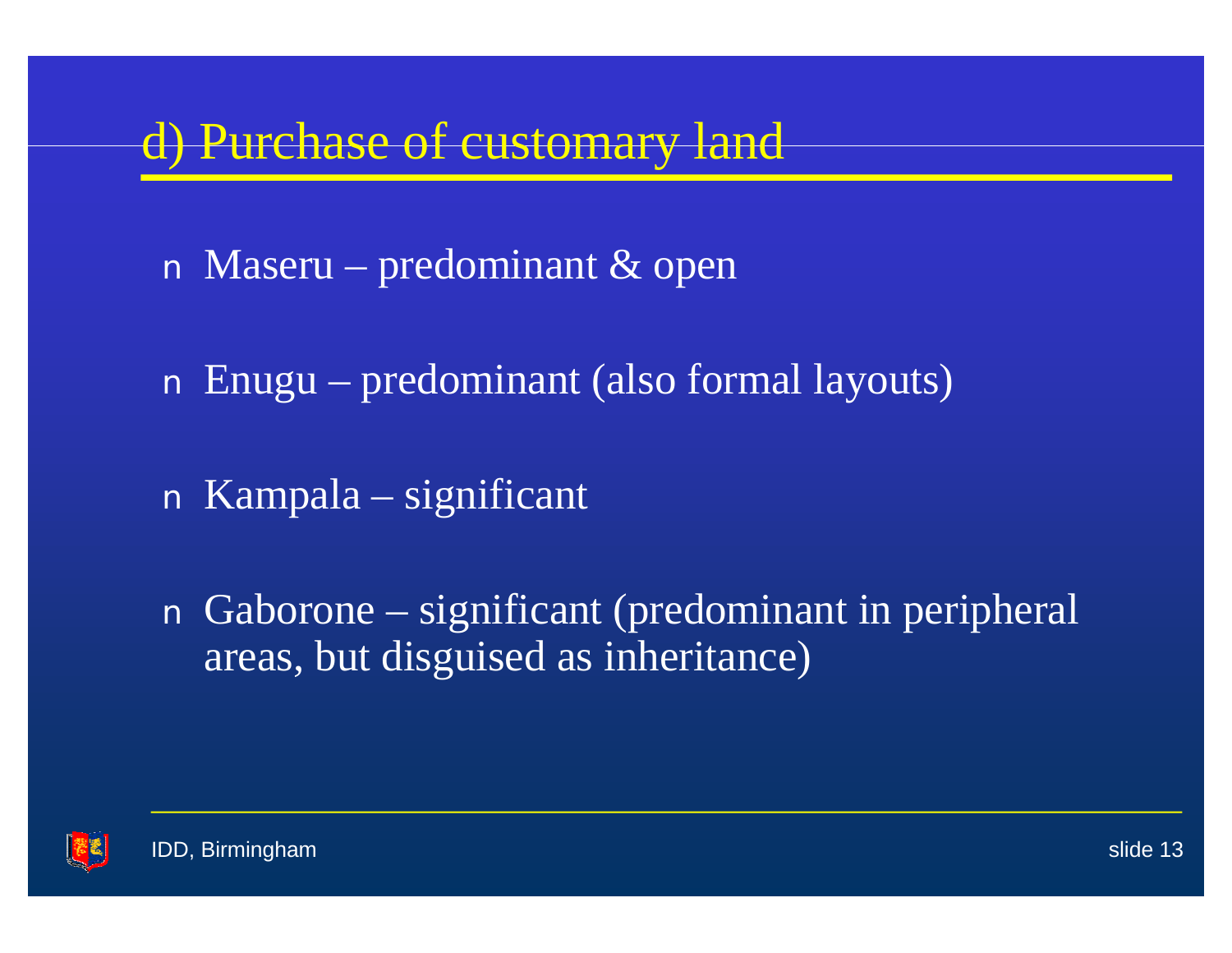# d) Purchase of customary land

- Maseru – predominant & open
- Enugu – predominant (also formal layouts)
- Kampala – significant
- Gaborone – significant (predominant in peripheral areas, but disguised as inheritance)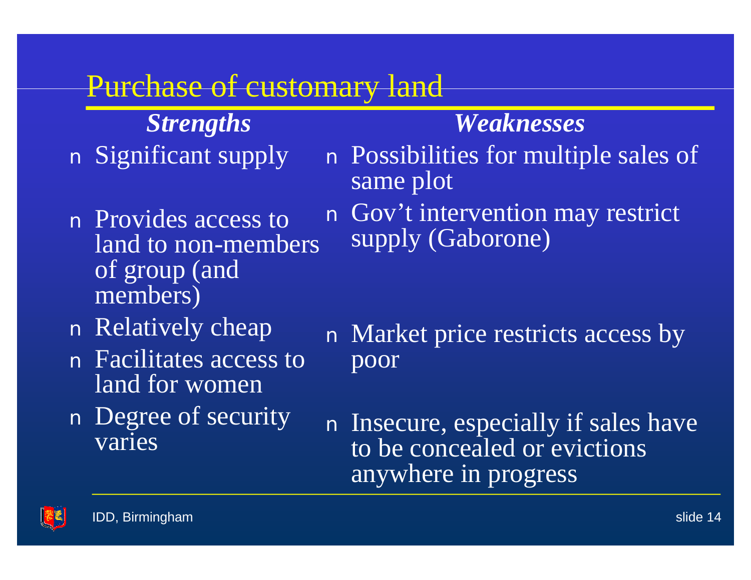# Purchase of customary land

| *Strengths* | *Weaknesses* |
| --- | --- |
| Significant supply | Possibilities for multiple sales of same plot |
| Provides access to land to non-members of group (and members) | Gov't intervention may restrict supply (Gaborone) |
| Relatively cheap | |
| Facilitates access to land for women | Market price restricts access by poor |
| Degree of security varies | Insecure, especially if sales have to be concealed or evictions anywhere in progress |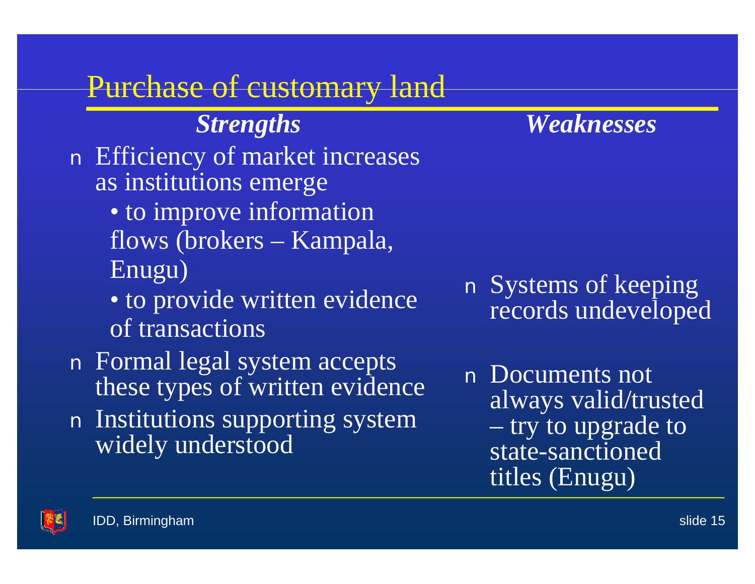# Purchase of customary land

| *Strengths* | *Weaknesses* |
| --- | --- |
| Efficiency of market increases as institutions emerge<br>• to improve information flows (brokers – Kampala, Enugu)<br>• to provide written evidence of transactions | Systems of keeping records undeveloped |
| Formal legal system accepts these types of written evidence | Documents not always valid/trusted – try to upgrade to state-sanctioned titles (Enugu) |
| Institutions supporting system widely understood | |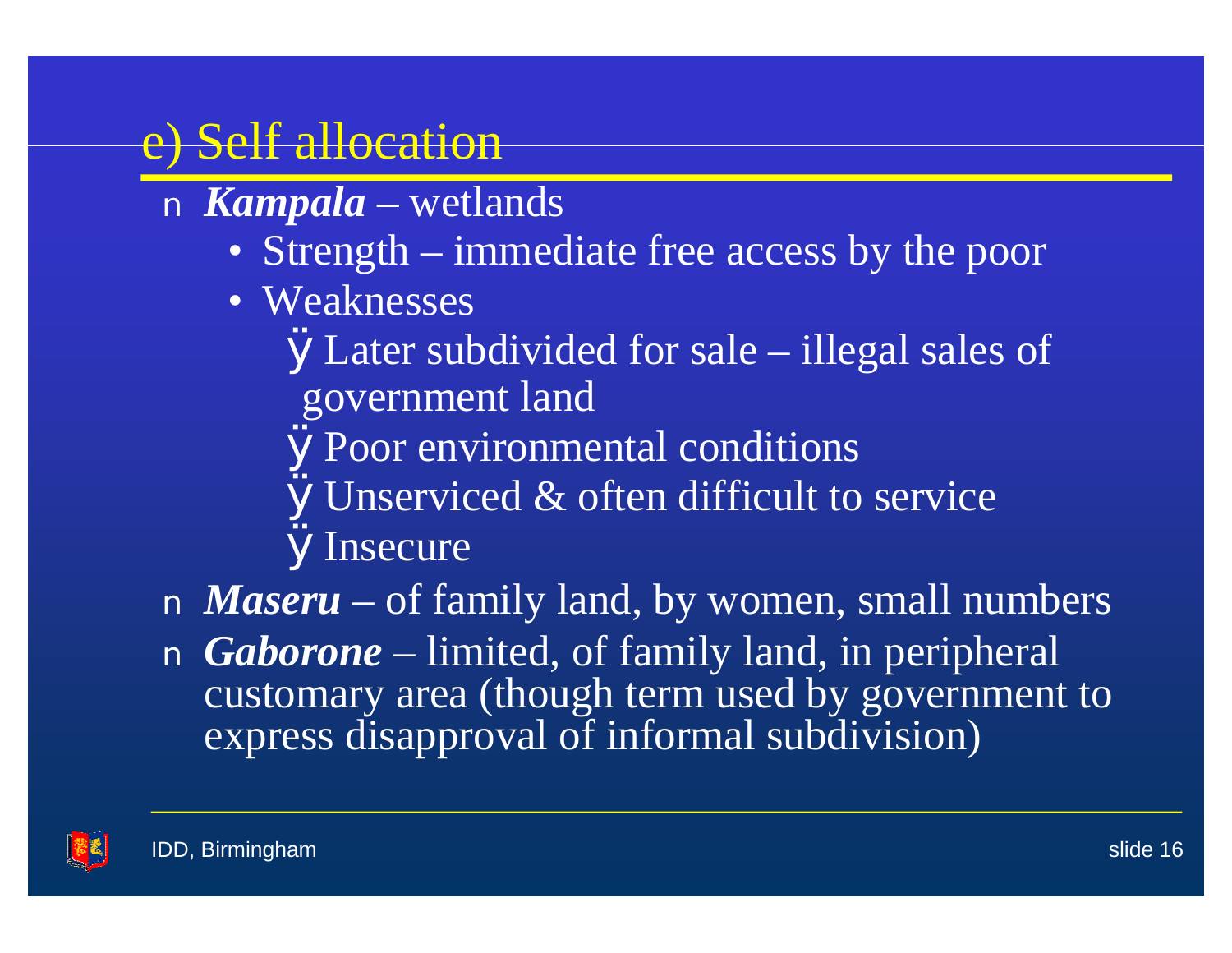## e) Self allocation

- ***Kampala*** – wetlands
  - Strength – immediate free access by the poor
  - Weaknesses
    - Later subdivided for sale – illegal sales of government land
    - Poor environmental conditions
    - Unserviced & often difficult to service
    - Insecure
- ***Maseru*** – of family land, by women, small numbers
- ***Gaborone*** – limited, of family land, in peripheral customary area (though term used by government to express disapproval of informal subdivision)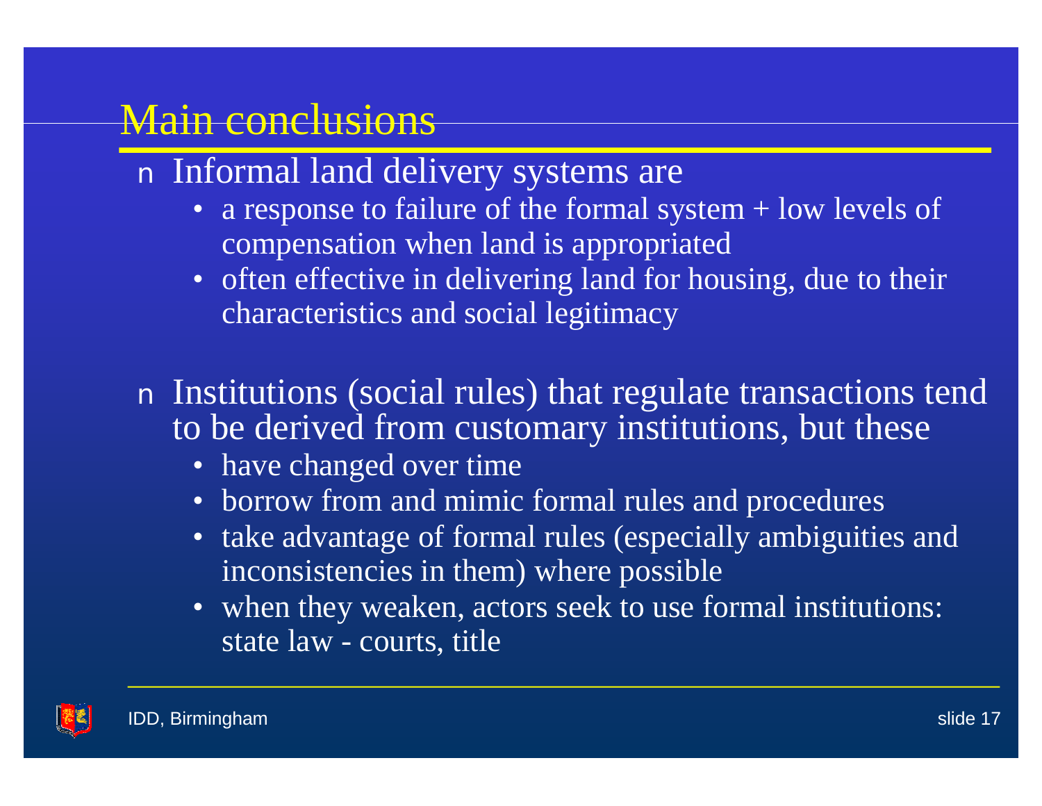# Main conclusions

- Informal land delivery systems are
  - a response to failure of the formal system + low levels of compensation when land is appropriated
  - often effective in delivering land for housing, due to their characteristics and social legitimacy

- Institutions (social rules) that regulate transactions tend to be derived from customary institutions, but these
  - have changed over time
  - borrow from and mimic formal rules and procedures
  - take advantage of formal rules (especially ambiguities and inconsistencies in them) where possible
  - when they weaken, actors seek to use formal institutions: state law - courts, title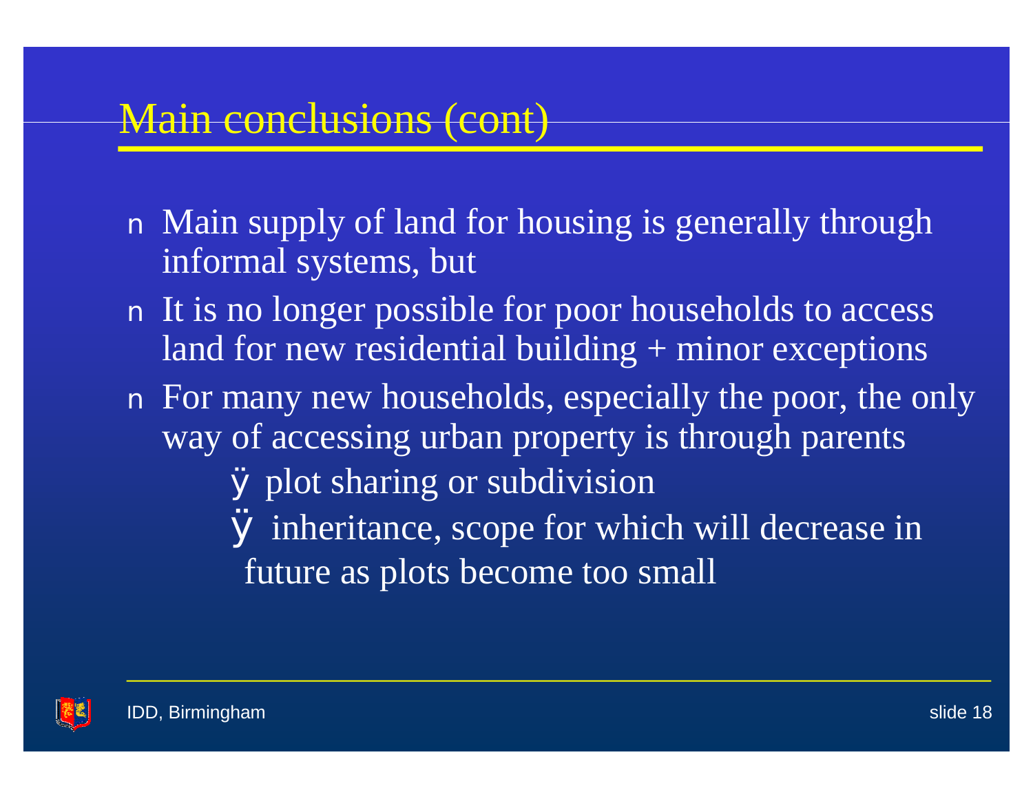# Main conclusions (cont)

- Main supply of land for housing is generally through informal systems, but
- It is no longer possible for poor households to access land for new residential building + minor exceptions
- For many new households, especially the poor, the only way of accessing urban property is through parents
  - plot sharing or subdivision
  - inheritance, scope for which will decrease in future as plots become too small

IDD, Birmingham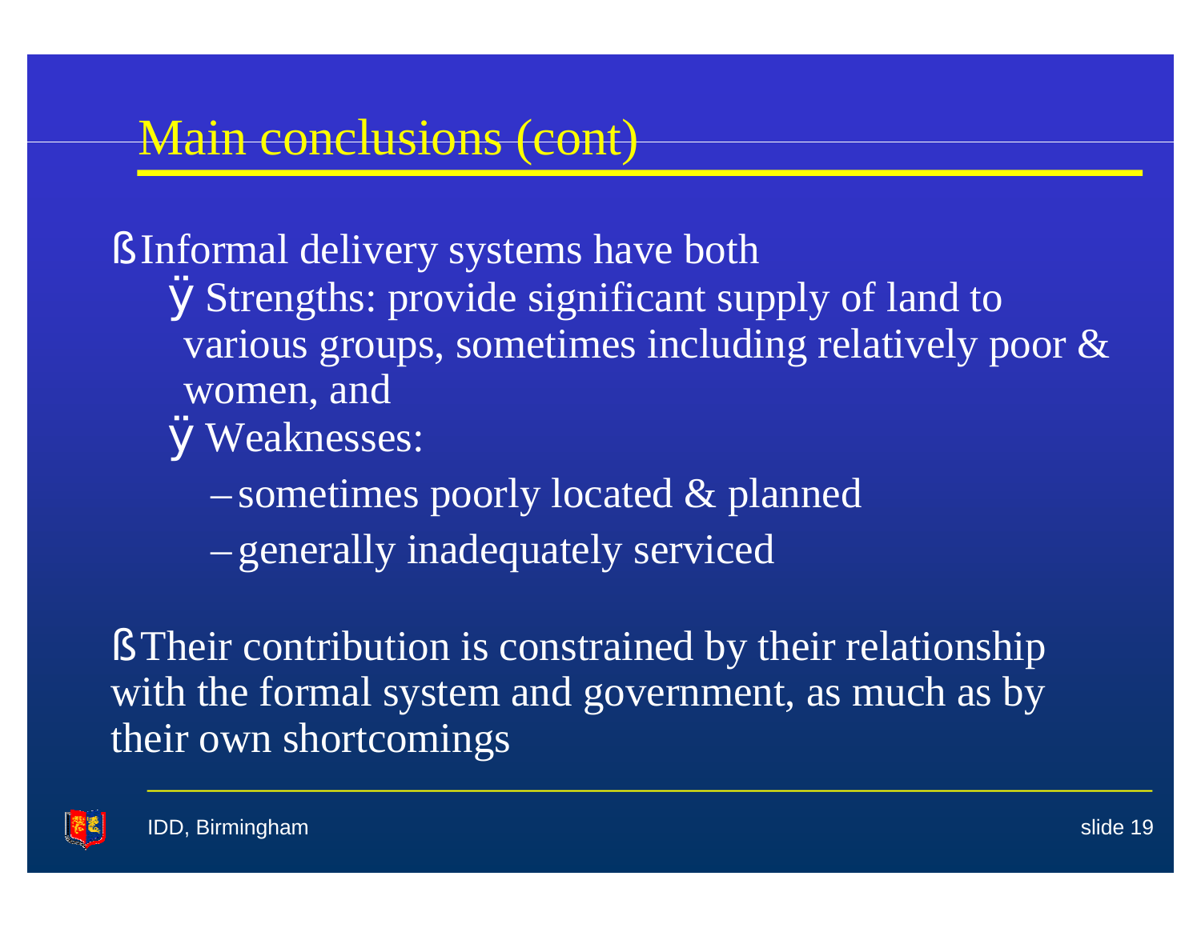# Main conclusions (cont)

- Informal delivery systems have both
  - Strengths: provide significant supply of land to various groups, sometimes including relatively poor & women, and
  - Weaknesses:
    - sometimes poorly located & planned
    - generally inadequately serviced

- Their contribution is constrained by their relationship with the formal system and government, as much as by their own shortcomings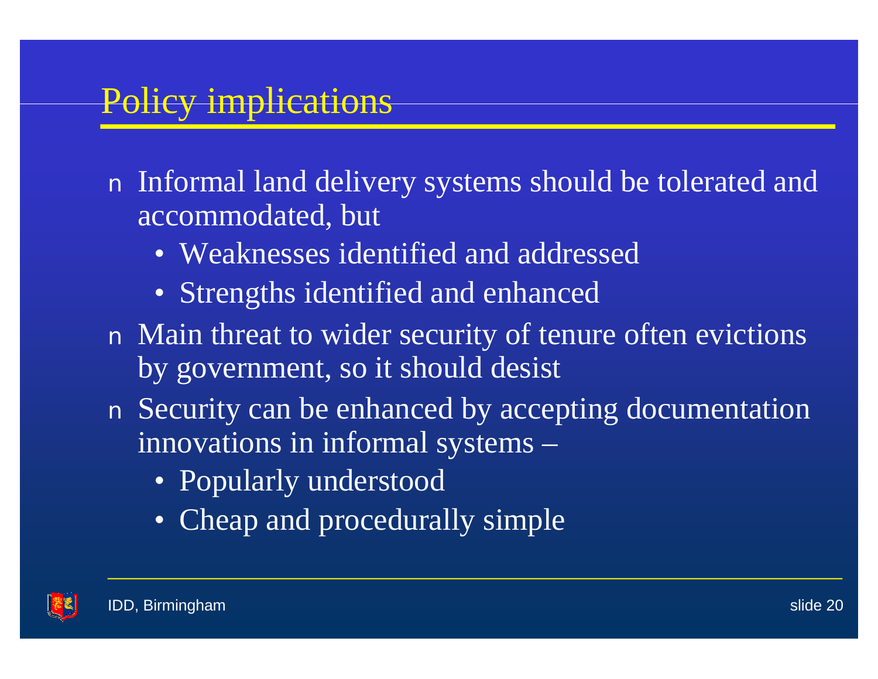# Policy implications

- Informal land delivery systems should be tolerated and accommodated, but
  - Weaknesses identified and addressed
  - Strengths identified and enhanced
- Main threat to wider security of tenure often evictions by government, so it should desist
- Security can be enhanced by accepting documentation innovations in informal systems –
  - Popularly understood
  - Cheap and procedurally simple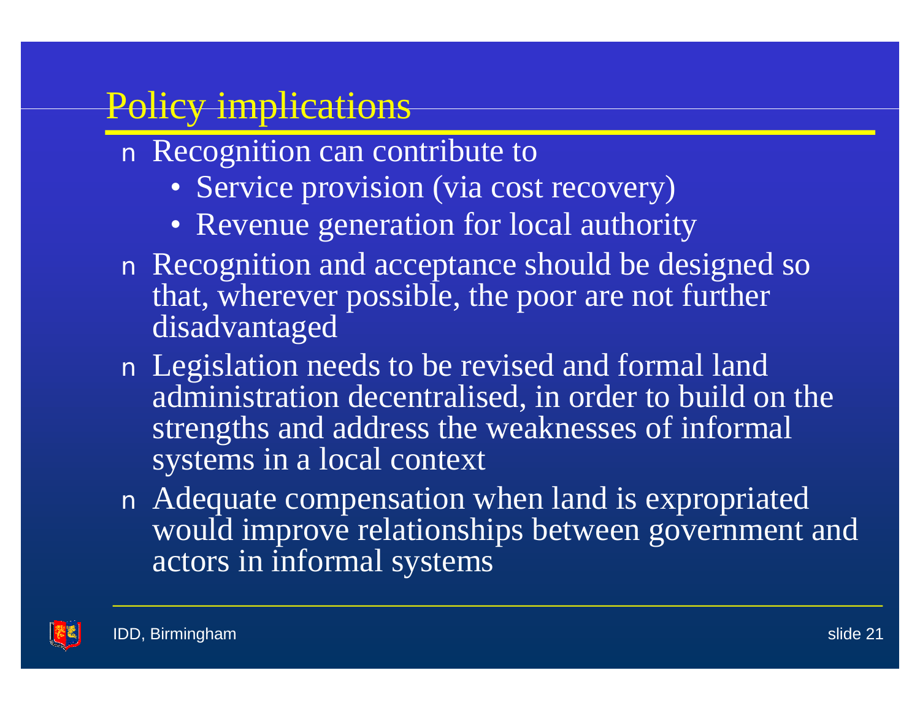# Policy implications

- Recognition can contribute to
  - Service provision (via cost recovery)
  - Revenue generation for local authority
- Recognition and acceptance should be designed so that, wherever possible, the poor are not further disadvantaged
- Legislation needs to be revised and formal land administration decentralised, in order to build on the strengths and address the weaknesses of informal systems in a local context
- Adequate compensation when land is expropriated would improve relationships between government and actors in informal systems